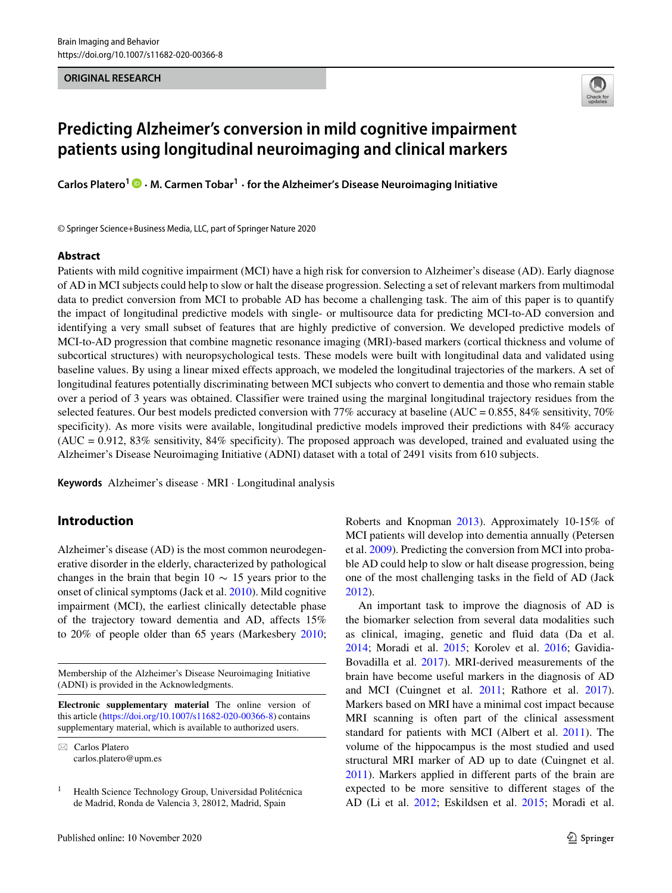ORIGINAL RESEARCH

# Predicting Alzheimer's conversion in mild cognitive impairment patients using longitudinal neuroimaging and clinical markers

**Carlos Platero[1] · M. Carmen Tobar[1] · for the Alzheimer's Disease Neuroimaging Initiative**

© Springer Science+Business Media, LLC, part of Springer Nature 2020

## Abstract

Patients with mild cognitive impairment (MCI) have a high risk for conversion to Alzheimer's disease (AD). Early diagnose of AD in MCI subjects could help to slow or halt the disease progression. Selecting a set of relevant markers from multimodal data to predict conversion from MCI to probable AD has become a challenging task. The aim of this paper is to quantify the impact of longitudinal predictive models with single- or multisource data for predicting MCI-to-AD conversion and identifying a very small subset of features that are highly predictive of conversion. We developed predictive models of MCI-to-AD progression that combine magnetic resonance imaging (MRI)-based markers (cortical thickness and volume of subcortical structures) with neuropsychological tests. These models were built with longitudinal data and validated using baseline values. By using a linear mixed effects approach, we modeled the longitudinal trajectories of the markers. A set of longitudinal features potentially discriminating between MCI subjects who convert to dementia and those who remain stable over a period of 3 years was obtained. Classifier were trained using the marginal longitudinal trajectory residues from the selected features. Our best models predicted conversion with 77% accuracy at baseline (AUC = 0.855, 84% sensitivity, 70% specificity). As more visits were available, longitudinal predictive models improved their predictions with 84% accuracy (AUC = 0.912, 83% sensitivity, 84% specificity). The proposed approach was developed, trained and evaluated using the Alzheimer's Disease Neuroimaging Initiative (ADNI) dataset with a total of 2491 visits from 610 subjects.

**Keywords** Alzheimer's disease · MRI · Longitudinal analysis

## Introduction

Alzheimer's disease (AD) is the most common neurodegenerative disorder in the elderly, characterized by pathological changes in the brain that begin $10 \sim 15$ years prior to the onset of clinical symptoms (Jack et al. 2010). Mild cognitive impairment (MCI), the earliest clinically detectable phase of the trajectory toward dementia and AD, affects 15% to 20% of people older than 65 years (Markesbery 2010; Roberts and Knopman 2013). Approximately 10-15% of MCI patients will develop into dementia annually (Petersen et al. 2009). Predicting the conversion from MCI into probable AD could help to slow or halt disease progression, being one of the most challenging tasks in the field of AD (Jack 2012).

An important task to improve the diagnosis of AD is the biomarker selection from several data modalities such as clinical, imaging, genetic and fluid data (Da et al. 2014; Moradi et al. 2015; Korolev et al. 2016; Gavidia-Bovadilla et al. 2017). MRI-derived measurements of the brain have become useful markers in the diagnosis of AD and MCI (Cuingnet et al. 2011; Rathore et al. 2017). Markers based on MRI have a minimal cost impact because MRI scanning is often part of the clinical assessment standard for patients with MCI (Albert et al. 2011). The volume of the hippocampus is the most studied and used structural MRI marker of AD up to date (Cuingnet et al. 2011). Markers applied in different parts of the brain are expected to be more sensitive to different stages of the AD (Li et al. 2012; Eskildsen et al. 2015; Moradi et al.

---

Membership of the Alzheimer's Disease Neuroimaging Initiative (ADNI) is provided in the Acknowledgments.

**Electronic supplementary material** The online version of this article (https://doi.org/10.1007/s11682-020-00366-8) contains supplementary material, which is available to authorized users.

✉ Carlos Platero
carlos.platero@upm.es

[1] Health Science Technology Group, Universidad Politécnica de Madrid, Ronda de Valencia 3, 28012, Madrid, Spain

Published online: 10 November 2020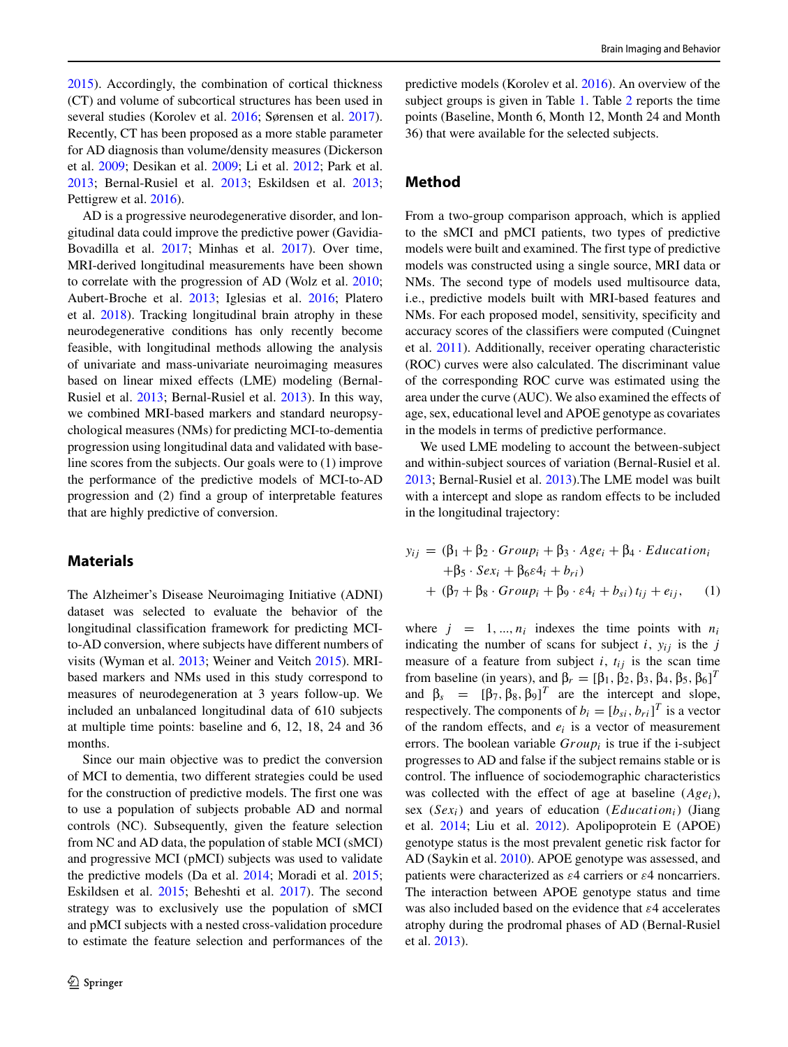2015). Accordingly, the combination of cortical thickness (CT) and volume of subcortical structures has been used in several studies (Korolev et al. 2016; Sørensen et al. 2017). Recently, CT has been proposed as a more stable parameter for AD diagnosis than volume/density measures (Dickerson et al. 2009; Desikan et al. 2009; Li et al. 2012; Park et al. 2013; Bernal-Rusiel et al. 2013; Eskildsen et al. 2013; Pettigrew et al. 2016).

AD is a progressive neurodegenerative disorder, and longitudinal data could improve the predictive power (Gavidia-Bovadilla et al. 2017; Minhas et al. 2017). Over time, MRI-derived longitudinal measurements have been shown to correlate with the progression of AD (Wolz et al. 2010; Aubert-Broche et al. 2013; Iglesias et al. 2016; Platero et al. 2018). Tracking longitudinal brain atrophy in these neurodegenerative conditions has only recently become feasible, with longitudinal methods allowing the analysis of univariate and mass-univariate neuroimaging measures based on linear mixed effects (LME) modeling (Bernal-Rusiel et al. 2013; Bernal-Rusiel et al. 2013). In this way, we combined MRI-based markers and standard neuropsychological measures (NMs) for predicting MCI-to-dementia progression using longitudinal data and validated with baseline scores from the subjects. Our goals were to (1) improve the performance of the predictive models of MCI-to-AD progression and (2) find a group of interpretable features that are highly predictive of conversion.

## Materials

The Alzheimer's Disease Neuroimaging Initiative (ADNI) dataset was selected to evaluate the behavior of the longitudinal classification framework for predicting MCI-to-AD conversion, where subjects have different numbers of visits (Wyman et al. 2013; Weiner and Veitch 2015). MRI-based markers and NMs used in this study correspond to measures of neurodegeneration at 3 years follow-up. We included an unbalanced longitudinal data of 610 subjects at multiple time points: baseline and 6, 12, 18, 24 and 36 months.

Since our main objective was to predict the conversion of MCI to dementia, two different strategies could be used for the construction of predictive models. The first one was to use a population of subjects probable AD and normal controls (NC). Subsequently, given the feature selection from NC and AD data, the population of stable MCI (sMCI) and progressive MCI (pMCI) subjects was used to validate the predictive models (Da et al. 2014; Moradi et al. 2015; Eskildsen et al. 2015; Beheshti et al. 2017). The second strategy was to exclusively use the population of sMCI and pMCI subjects with a nested cross-validation procedure to estimate the feature selection and performances of the predictive models (Korolev et al. 2016). An overview of the subject groups is given in Table 1. Table 2 reports the time points (Baseline, Month 6, Month 12, Month 24 and Month 36) that were available for the selected subjects.

## Method

From a two-group comparison approach, which is applied to the sMCI and pMCI patients, two types of predictive models were built and examined. The first type of predictive models was constructed using a single source, MRI data or NMs. The second type of models used multisource data, i.e., predictive models built with MRI-based features and NMs. For each proposed model, sensitivity, specificity and accuracy scores of the classifiers were computed (Cuingnet et al. 2011). Additionally, receiver operating characteristic (ROC) curves were also calculated. The discriminant value of the corresponding ROC curve was estimated using the area under the curve (AUC). We also examined the effects of age, sex, educational level and APOE genotype as covariates in the models in terms of predictive performance.

We used LME modeling to account the between-subject and within-subject sources of variation (Bernal-Rusiel et al. 2013; Bernal-Rusiel et al. 2013).The LME model was built with a intercept and slope as random effects to be included in the longitudinal trajectory:

$$
\begin{aligned}
y_{ij} = {} & (\beta_1 + \beta_2 \cdot Group_i + \beta_3 \cdot Age_i + \beta_4 \cdot Education_i \\
& + \beta_5 \cdot Sex_i + \beta_6 \varepsilon 4_i + b_{ri}) \\
& + (\beta_7 + \beta_8 \cdot Group_i + \beta_9 \cdot \varepsilon 4_i + b_{si})\, t_{ij} + e_{ij}, \qquad (1)
\end{aligned}
$$

where $j = 1, ..., n_i$ indexes the time points with $n_i$ indicating the number of scans for subject $i$, $y_{ij}$ is the $j$ measure of a feature from subject $i$, $t_{ij}$ is the scan time from baseline (in years), and $\beta_r = [\beta_1, \beta_2, \beta_3, \beta_4, \beta_5, \beta_6]^T$ and $\beta_s = [\beta_7, \beta_8, \beta_9]^T$ are the intercept and slope, respectively. The components of $b_i = [b_{si}, b_{ri}]^T$ is a vector of the random effects, and $e_i$ is a vector of measurement errors. The boolean variable $Group_i$ is true if the i-subject progresses to AD and false if the subject remains stable or is control. The influence of sociodemographic characteristics was collected with the effect of age at baseline ($Age_i$), sex ($Sex_i$) and years of education ($Education_i$) (Jiang et al. 2014; Liu et al. 2012). Apolipoprotein E (APOE) genotype status is the most prevalent genetic risk factor for AD (Saykin et al. 2010). APOE genotype was assessed, and patients were characterized as $\varepsilon 4$ carriers or $\varepsilon 4$ noncarriers. The interaction between APOE genotype status and time was also included based on the evidence that $\varepsilon 4$ accelerates atrophy during the prodromal phases of AD (Bernal-Rusiel et al. 2013).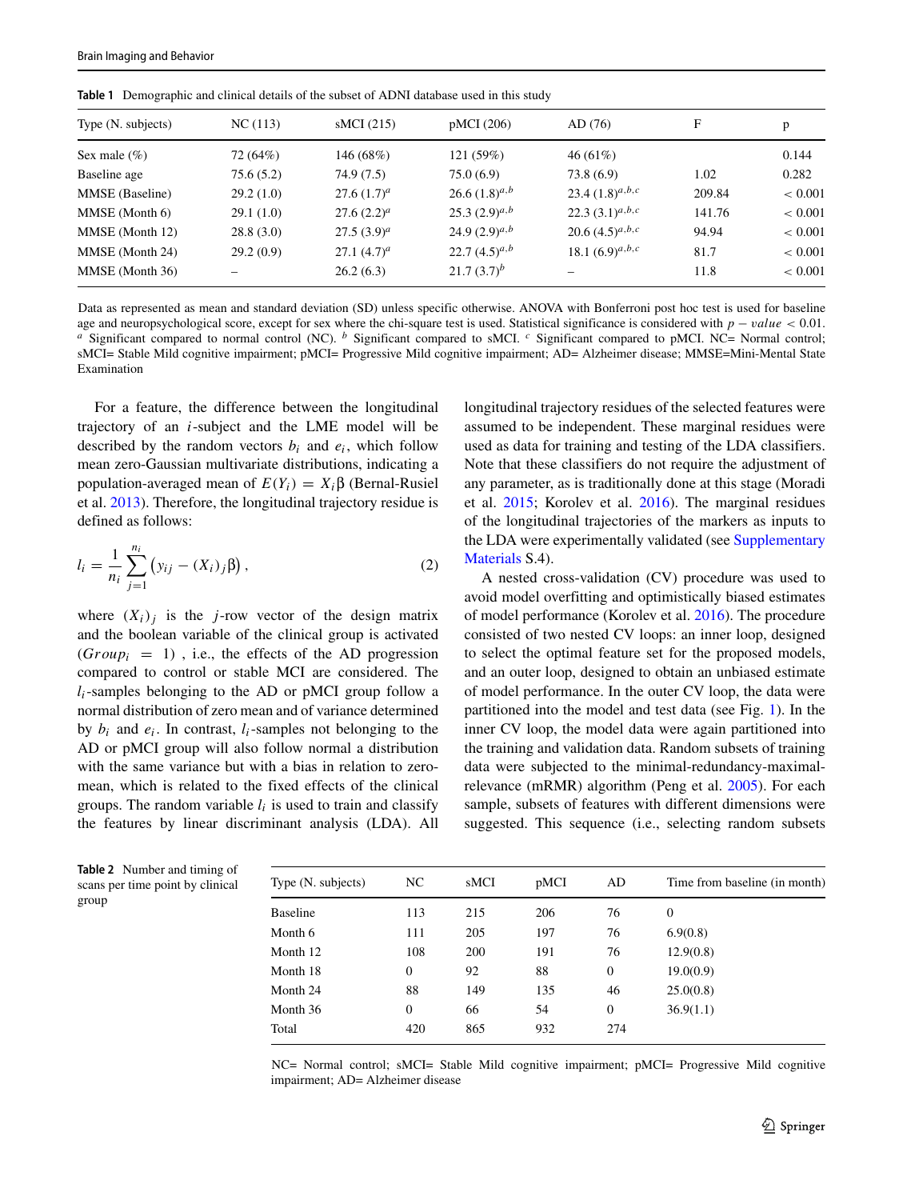**Table 1** Demographic and clinical details of the subset of ADNI database used in this study

| Type (N. subjects) | NC (113) | sMCI (215) | pMCI (206) | AD (76) | F | p |
|---|---|---|---|---|---|---|
| Sex male (%) | 72 (64%) | 146 (68%) | 121 (59%) | 46 (61%) | | 0.144 |
| Baseline age | 75.6 (5.2) | 74.9 (7.5) | 75.0 (6.9) | 73.8 (6.9) | 1.02 | 0.282 |
| MMSE (Baseline) | 29.2 (1.0) | 27.6 (1.7)$^{a}$ | 26.6 (1.8)$^{a,b}$ | 23.4 (1.8)$^{a,b,c}$ | 209.84 | < 0.001 |
| MMSE (Month 6) | 29.1 (1.0) | 27.6 (2.2)$^{a}$ | 25.3 (2.9)$^{a,b}$ | 22.3 (3.1)$^{a,b,c}$ | 141.76 | < 0.001 |
| MMSE (Month 12) | 28.8 (3.0) | 27.5 (3.9)$^{a}$ | 24.9 (2.9)$^{a,b}$ | 20.6 (4.5)$^{a,b,c}$ | 94.94 | < 0.001 |
| MMSE (Month 24) | 29.2 (0.9) | 27.1 (4.7)$^{a}$ | 22.7 (4.5)$^{a,b}$ | 18.1 (6.9)$^{a,b,c}$ | 81.7 | < 0.001 |
| MMSE (Month 36) | – | 26.2 (6.3) | 21.7 (3.7)$^{b}$ | – | 11.8 | < 0.001 |

Data as represented as mean and standard deviation (SD) unless specific otherwise. ANOVA with Bonferroni post hoc test is used for baseline age and neuropsychological score, except for sex where the chi-square test is used. Statistical significance is considered with $p - value < 0.01$. [a] Significant compared to normal control (NC). [b] Significant compared to sMCI. [c] Significant compared to pMCI. NC= Normal control; sMCI= Stable Mild cognitive impairment; pMCI= Progressive Mild cognitive impairment; AD= Alzheimer disease; MMSE=Mini-Mental State Examination

For a feature, the difference between the longitudinal trajectory of an $i$-subject and the LME model will be described by the random vectors $b_i$ and $e_i$, which follow mean zero-Gaussian multivariate distributions, indicating a population-averaged mean of $E(Y_i) = X_i\beta$ (Bernal-Rusiel et al. 2013). Therefore, the longitudinal trajectory residue is defined as follows:

$$l_i = \frac{1}{n_i}\sum_{j=1}^{n_i}\left(y_{ij} - (X_i)_j\beta\right), \tag{2}$$

where $(X_i)_j$ is the $j$-row vector of the design matrix and the boolean variable of the clinical group is activated $(Group_i = 1)$, i.e., the effects of the AD progression compared to control or stable MCI are considered. The $l_i$-samples belonging to the AD or pMCI group follow a normal distribution of zero mean and of variance determined by $b_i$ and $e_i$. In contrast, $l_i$-samples not belonging to the AD or pMCI group will also follow normal a distribution with the same variance but with a bias in relation to zero-mean, which is related to the fixed effects of the clinical groups. The random variable $l_i$ is used to train and classify the features by linear discriminant analysis (LDA). All longitudinal trajectory residues of the selected features were assumed to be independent. These marginal residues were used as data for training and testing of the LDA classifiers. Note that these classifiers do not require the adjustment of any parameter, as is traditionally done at this stage (Moradi et al. 2015; Korolev et al. 2016). The marginal residues of the longitudinal trajectories of the markers as inputs to the LDA were experimentally validated (see Supplementary Materials S.4).

A nested cross-validation (CV) procedure was used to avoid model overfitting and optimistically biased estimates of model performance (Korolev et al. 2016). The procedure consisted of two nested CV loops: an inner loop, designed to select the optimal feature set for the proposed models, and an outer loop, designed to obtain an unbiased estimate of model performance. In the outer CV loop, the data were partitioned into the model and test data (see Fig. 1). In the inner CV loop, the model data were again partitioned into the training and validation data. Random subsets of training data were subjected to the minimal-redundancy-maximal-relevance (mRMR) algorithm (Peng et al. 2005). For each sample, subsets of features with different dimensions were suggested. This sequence (i.e., selecting random subsets

**Table 2** Number and timing of scans per time point by clinical group

| Type (N. subjects) | NC | sMCI | pMCI | AD | Time from baseline (in month) |
|---|---|---|---|---|---|
| Baseline | 113 | 215 | 206 | 76 | 0 |
| Month 6 | 111 | 205 | 197 | 76 | 6.9(0.8) |
| Month 12 | 108 | 200 | 191 | 76 | 12.9(0.8) |
| Month 18 | 0 | 92 | 88 | 0 | 19.0(0.9) |
| Month 24 | 88 | 149 | 135 | 46 | 25.0(0.8) |
| Month 36 | 0 | 66 | 54 | 0 | 36.9(1.1) |
| Total | 420 | 865 | 932 | 274 | |

NC= Normal control; sMCI= Stable Mild cognitive impairment; pMCI= Progressive Mild cognitive impairment; AD= Alzheimer disease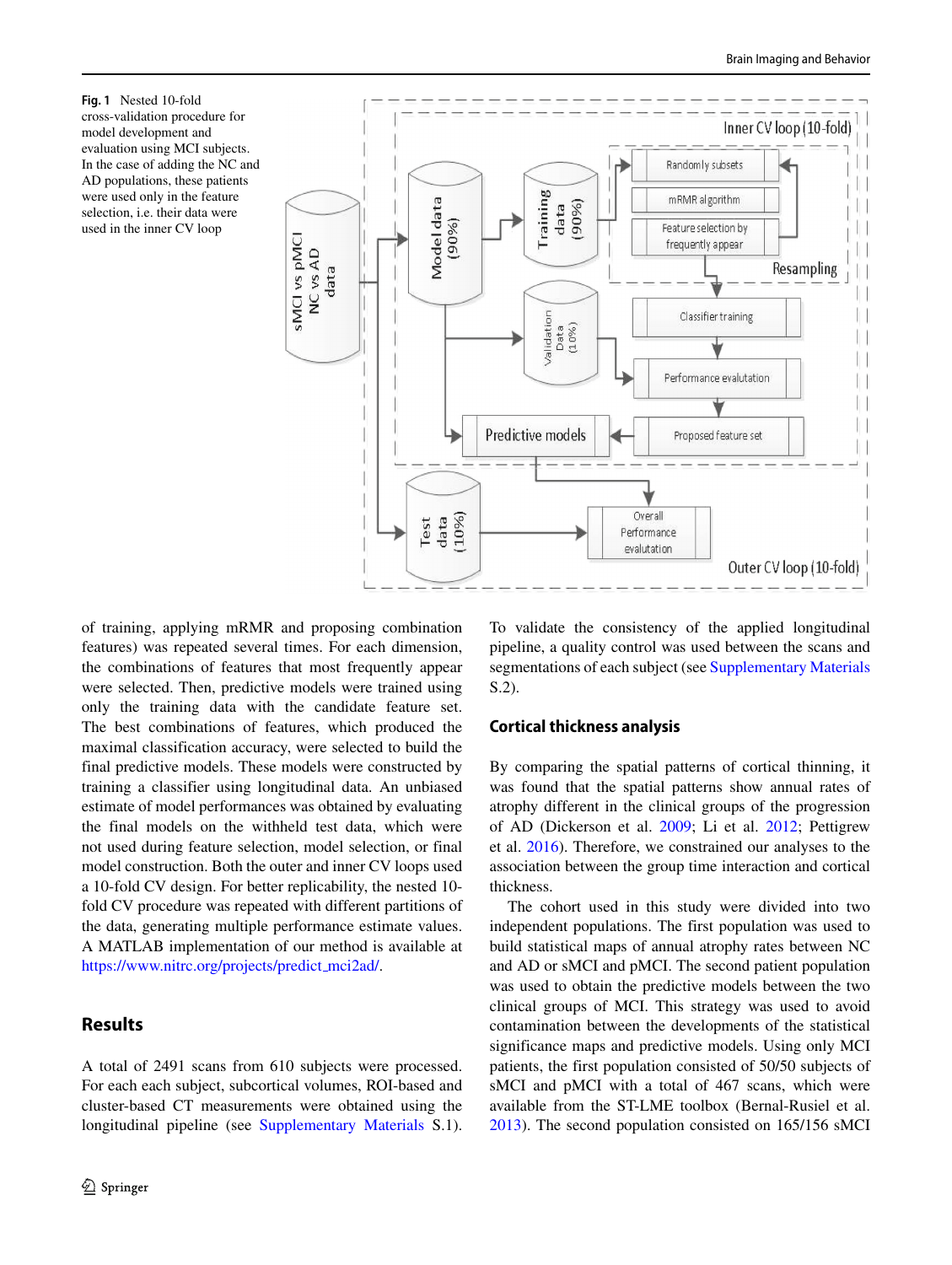**Fig. 1** Nested 10-fold cross-validation procedure for model development and evaluation using MCI subjects. In the case of adding the NC and AD populations, these patients were used only in the feature selection, i.e. their data were used in the inner CV loop

of training, applying mRMR and proposing combination features) was repeated several times. For each dimension, the combinations of features that most frequently appear were selected. Then, predictive models were trained using only the training data with the candidate feature set. The best combinations of features, which produced the maximal classification accuracy, were selected to build the final predictive models. These models were constructed by training a classifier using longitudinal data. An unbiased estimate of model performances was obtained by evaluating the final models on the withheld test data, which were not used during feature selection, model selection, or final model construction. Both the outer and inner CV loops used a 10-fold CV design. For better replicability, the nested 10-fold CV procedure was repeated with different partitions of the data, generating multiple performance estimate values. A MATLAB implementation of our method is available at https://www.nitrc.org/projects/predict_mci2ad/.

## Results

A total of 2491 scans from 610 subjects were processed. For each each subject, subcortical volumes, ROI-based and cluster-based CT measurements were obtained using the longitudinal pipeline (see Supplementary Materials S.1). To validate the consistency of the applied longitudinal pipeline, a quality control was used between the scans and segmentations of each subject (see Supplementary Materials S.2).

### Cortical thickness analysis

By comparing the spatial patterns of cortical thinning, it was found that the spatial patterns show annual rates of atrophy different in the clinical groups of the progression of AD (Dickerson et al. 2009; Li et al. 2012; Pettigrew et al. 2016). Therefore, we constrained our analyses to the association between the group time interaction and cortical thickness.

The cohort used in this study were divided into two independent populations. The first population was used to build statistical maps of annual atrophy rates between NC and AD or sMCI and pMCI. The second patient population was used to obtain the predictive models between the two clinical groups of MCI. This strategy was used to avoid contamination between the developments of the statistical significance maps and predictive models. Using only MCI patients, the first population consisted of 50/50 subjects of sMCI and pMCI with a total of 467 scans, which were available from the ST-LME toolbox (Bernal-Rusiel et al. 2013). The second population consisted on 165/156 sMCI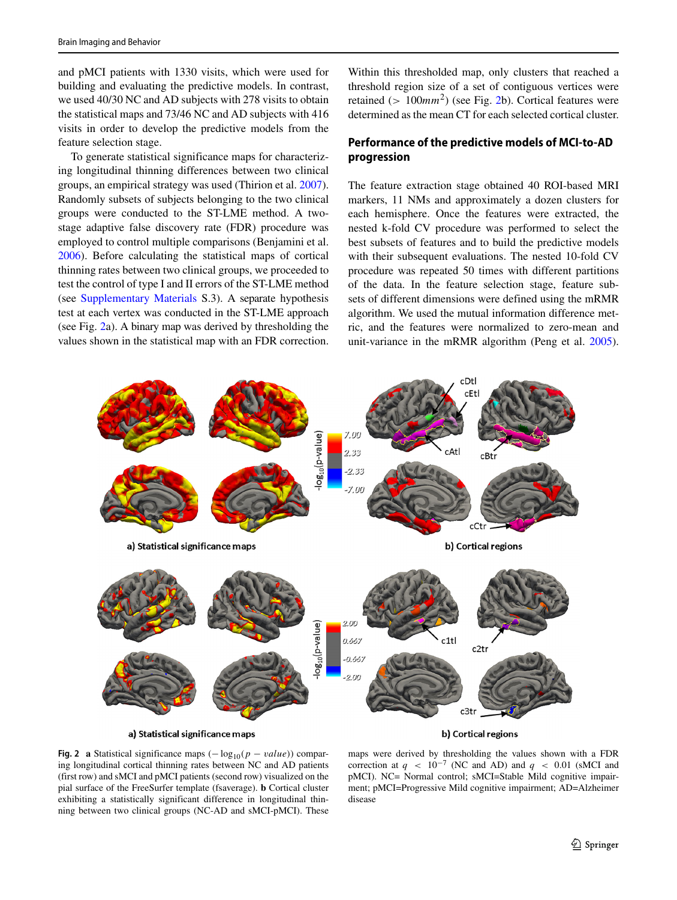and pMCI patients with 1330 visits, which were used for building and evaluating the predictive models. In contrast, we used 40/30 NC and AD subjects with 278 visits to obtain the statistical maps and 73/46 NC and AD subjects with 416 visits in order to develop the predictive models from the feature selection stage.

To generate statistical significance maps for characterizing longitudinal thinning differences between two clinical groups, an empirical strategy was used (Thirion et al. 2007). Randomly subsets of subjects belonging to the two clinical groups were conducted to the ST-LME method. A two-stage adaptive false discovery rate (FDR) procedure was employed to control multiple comparisons (Benjamini et al. 2006). Before calculating the statistical maps of cortical thinning rates between two clinical groups, we proceeded to test the control of type I and II errors of the ST-LME method (see Supplementary Materials S.3). A separate hypothesis test at each vertex was conducted in the ST-LME approach (see Fig. 2a). A binary map was derived by thresholding the values shown in the statistical map with an FDR correction. Within this thresholded map, only clusters that reached a threshold region size of a set of contiguous vertices were retained ($> 100mm^2$) (see Fig. 2b). Cortical features were determined as the mean CT for each selected cortical cluster.

## Performance of the predictive models of MCI-to-AD progression

The feature extraction stage obtained 40 ROI-based MRI markers, 11 NMs and approximately a dozen clusters for each hemisphere. Once the features were extracted, the nested k-fold CV procedure was performed to select the best subsets of features and to build the predictive models with their subsequent evaluations. The nested 10-fold CV procedure was repeated 50 times with different partitions of the data. In the feature selection stage, feature subsets of different dimensions were defined using the mRMR algorithm. We used the mutual information difference metric, and the features were normalized to zero-mean and unit-variance in the mRMR algorithm (Peng et al. 2005).

**Fig. 2** **a** Statistical significance maps ($-\log_{10}(p-value)$) comparing longitudinal cortical thinning rates between NC and AD patients (first row) and sMCI and pMCI patients (second row) visualized on the pial surface of the FreeSurfer template (fsaverage). **b** Cortical cluster exhibiting a statistically significant difference in longitudinal thinning between two clinical groups (NC-AD and sMCI-pMCI). These maps were derived by thresholding the values shown with a FDR correction at $q < 10^{-7}$ (NC and AD) and $q < 0.01$ (sMCI and pMCI). NC= Normal control; sMCI=Stable Mild cognitive impairment; pMCI=Progressive Mild cognitive impairment; AD=Alzheimer disease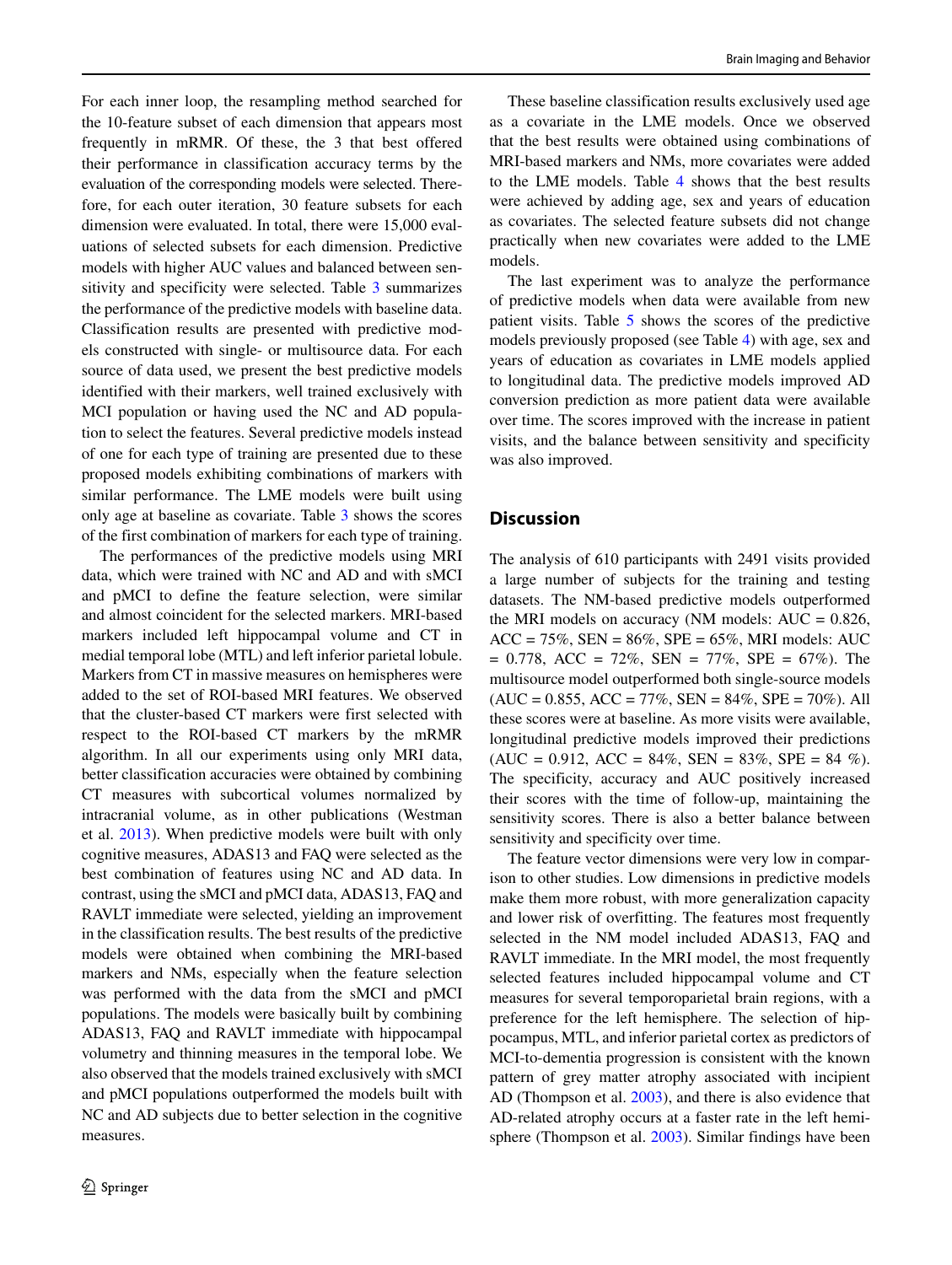For each inner loop, the resampling method searched for the 10-feature subset of each dimension that appears most frequently in mRMR. Of these, the 3 that best offered their performance in classification accuracy terms by the evaluation of the corresponding models were selected. Therefore, for each outer iteration, 30 feature subsets for each dimension were evaluated. In total, there were 15,000 evaluations of selected subsets for each dimension. Predictive models with higher AUC values and balanced between sensitivity and specificity were selected. Table 3 summarizes the performance of the predictive models with baseline data. Classification results are presented with predictive models constructed with single- or multisource data. For each source of data used, we present the best predictive models identified with their markers, well trained exclusively with MCI population or having used the NC and AD population to select the features. Several predictive models instead of one for each type of training are presented due to these proposed models exhibiting combinations of markers with similar performance. The LME models were built using only age at baseline as covariate. Table 3 shows the scores of the first combination of markers for each type of training.

The performances of the predictive models using MRI data, which were trained with NC and AD and with sMCI and pMCI to define the feature selection, were similar and almost coincident for the selected markers. MRI-based markers included left hippocampal volume and CT in medial temporal lobe (MTL) and left inferior parietal lobule. Markers from CT in massive measures on hemispheres were added to the set of ROI-based MRI features. We observed that the cluster-based CT markers were first selected with respect to the ROI-based CT markers by the mRMR algorithm. In all our experiments using only MRI data, better classification accuracies were obtained by combining CT measures with subcortical volumes normalized by intracranial volume, as in other publications (Westman et al. 2013). When predictive models were built with only cognitive measures, ADAS13 and FAQ were selected as the best combination of features using NC and AD data. In contrast, using the sMCI and pMCI data, ADAS13, FAQ and RAVLT immediate were selected, yielding an improvement in the classification results. The best results of the predictive models were obtained when combining the MRI-based markers and NMs, especially when the feature selection was performed with the data from the sMCI and pMCI populations. The models were basically built by combining ADAS13, FAQ and RAVLT immediate with hippocampal volumetry and thinning measures in the temporal lobe. We also observed that the models trained exclusively with sMCI and pMCI populations outperformed the models built with NC and AD subjects due to better selection in the cognitive measures.

These baseline classification results exclusively used age as a covariate in the LME models. Once we observed that the best results were obtained using combinations of MRI-based markers and NMs, more covariates were added to the LME models. Table 4 shows that the best results were achieved by adding age, sex and years of education as covariates. The selected feature subsets did not change practically when new covariates were added to the LME models.

The last experiment was to analyze the performance of predictive models when data were available from new patient visits. Table 5 shows the scores of the predictive models previously proposed (see Table 4) with age, sex and years of education as covariates in LME models applied to longitudinal data. The predictive models improved AD conversion prediction as more patient data were available over time. The scores improved with the increase in patient visits, and the balance between sensitivity and specificity was also improved.

## Discussion

The analysis of 610 participants with 2491 visits provided a large number of subjects for the training and testing datasets. The NM-based predictive models outperformed the MRI models on accuracy (NM models: AUC = 0.826, ACC = 75%, SEN = 86%, SPE = 65%, MRI models: AUC = 0.778, ACC = 72%, SEN = 77%, SPE = 67%). The multisource model outperformed both single-source models (AUC = 0.855, ACC = 77%, SEN = 84%, SPE = 70%). All these scores were at baseline. As more visits were available, longitudinal predictive models improved their predictions (AUC = 0.912, ACC = 84%, SEN = 83%, SPE = 84 %). The specificity, accuracy and AUC positively increased their scores with the time of follow-up, maintaining the sensitivity scores. There is also a better balance between sensitivity and specificity over time.

The feature vector dimensions were very low in comparison to other studies. Low dimensions in predictive models make them more robust, with more generalization capacity and lower risk of overfitting. The features most frequently selected in the NM model included ADAS13, FAQ and RAVLT immediate. In the MRI model, the most frequently selected features included hippocampal volume and CT measures for several temporoparietal brain regions, with a preference for the left hemisphere. The selection of hippocampus, MTL, and inferior parietal cortex as predictors of MCI-to-dementia progression is consistent with the known pattern of grey matter atrophy associated with incipient AD (Thompson et al. 2003), and there is also evidence that AD-related atrophy occurs at a faster rate in the left hemisphere (Thompson et al. 2003). Similar findings have been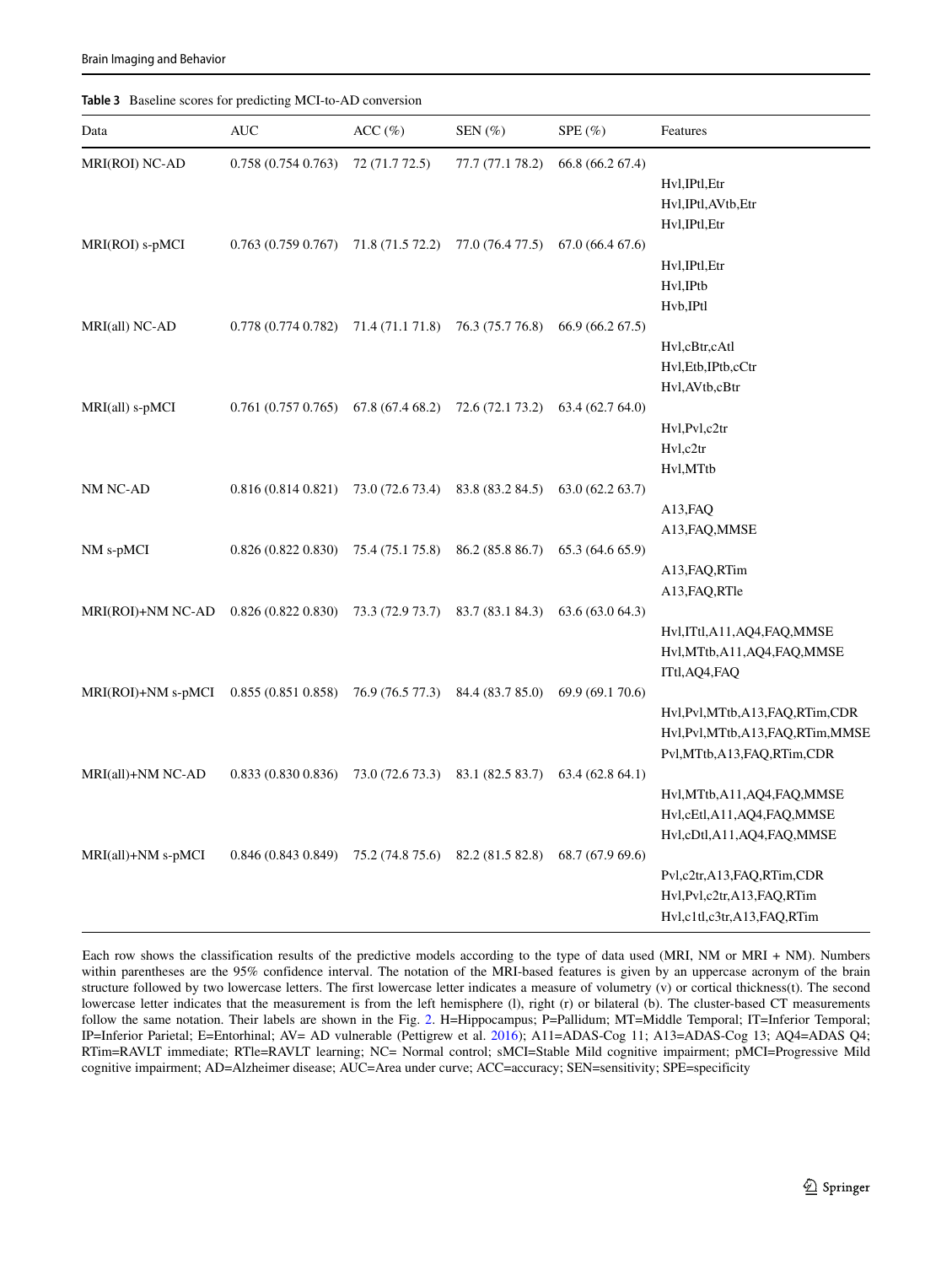**Table 3** Baseline scores for predicting MCI-to-AD conversion

| Data | AUC | ACC (%) | SEN (%) | SPE (%) | Features |
|---|---|---|---|---|---|
| MRI(ROI) NC-AD | 0.758 (0.754 0.763) | 72 (71.7 72.5) | 77.7 (77.1 78.2) | 66.8 (66.2 67.4) | Hvl,IPtl,Etr<br>Hvl,IPtl,AVtb,Etr<br>Hvl,IPtl,Etr |
| MRI(ROI) s-pMCI | 0.763 (0.759 0.767) | 71.8 (71.5 72.2) | 77.0 (76.4 77.5) | 67.0 (66.4 67.6) | Hvl,IPtl,Etr<br>Hvl,IPtb<br>Hvb,IPtl |
| MRI(all) NC-AD | 0.778 (0.774 0.782) | 71.4 (71.1 71.8) | 76.3 (75.7 76.8) | 66.9 (66.2 67.5) | Hvl,cBtr,cAtl<br>Hvl,Etb,IPtb,cCtr<br>Hvl,AVtb,cBtr |
| MRI(all) s-pMCI | 0.761 (0.757 0.765) | 67.8 (67.4 68.2) | 72.6 (72.1 73.2) | 63.4 (62.7 64.0) | Hvl,Pvl,c2tr<br>Hvl,c2tr<br>Hvl,MTtb |
| NM NC-AD | 0.816 (0.814 0.821) | 73.0 (72.6 73.4) | 83.8 (83.2 84.5) | 63.0 (62.2 63.7) | A13,FAQ<br>A13,FAQ,MMSE |
| NM s-pMCI | 0.826 (0.822 0.830) | 75.4 (75.1 75.8) | 86.2 (85.8 86.7) | 65.3 (64.6 65.9) | A13,FAQ,RTim<br>A13,FAQ,RTle |
| MRI(ROI)+NM NC-AD | 0.826 (0.822 0.830) | 73.3 (72.9 73.7) | 83.7 (83.1 84.3) | 63.6 (63.0 64.3) | Hvl,ITtl,A11,AQ4,FAQ,MMSE<br>Hvl,MTtb,A11,AQ4,FAQ,MMSE<br>ITtl,AQ4,FAQ |
| MRI(ROI)+NM s-pMCI | 0.855 (0.851 0.858) | 76.9 (76.5 77.3) | 84.4 (83.7 85.0) | 69.9 (69.1 70.6) | Hvl,Pvl,MTtb,A13,FAQ,RTim,CDR<br>Hvl,Pvl,MTtb,A13,FAQ,RTim,MMSE<br>Pvl,MTtb,A13,FAQ,RTim,CDR |
| MRI(all)+NM NC-AD | 0.833 (0.830 0.836) | 73.0 (72.6 73.3) | 83.1 (82.5 83.7) | 63.4 (62.8 64.1) | Hvl,MTtb,A11,AQ4,FAQ,MMSE<br>Hvl,cEtl,A11,AQ4,FAQ,MMSE<br>Hvl,cDtl,A11,AQ4,FAQ,MMSE |
| MRI(all)+NM s-pMCI | 0.846 (0.843 0.849) | 75.2 (74.8 75.6) | 82.2 (81.5 82.8) | 68.7 (67.9 69.6) | Pvl,c2tr,A13,FAQ,RTim,CDR<br>Hvl,Pvl,c2tr,A13,FAQ,RTim<br>Hvl,c1tl,c3tr,A13,FAQ,RTim |

Each row shows the classification results of the predictive models according to the type of data used (MRI, NM or MRI + NM). Numbers within parentheses are the 95% confidence interval. The notation of the MRI-based features is given by an uppercase acronym of the brain structure followed by two lowercase letters. The first lowercase letter indicates a measure of volumetry (v) or cortical thickness(t). The second lowercase letter indicates that the measurement is from the left hemisphere (l), right (r) or bilateral (b). The cluster-based CT measurements follow the same notation. Their labels are shown in the Fig. 2. H=Hippocampus; P=Pallidum; MT=Middle Temporal; IT=Inferior Temporal; IP=Inferior Parietal; E=Entorhinal; AV= AD vulnerable (Pettigrew et al. 2016); A11=ADAS-Cog 11; A13=ADAS-Cog 13; AQ4=ADAS Q4; RTim=RAVLT immediate; RTle=RAVLT learning; NC= Normal control; sMCI=Stable Mild cognitive impairment; pMCI=Progressive Mild cognitive impairment; AD=Alzheimer disease; AUC=Area under curve; ACC=accuracy; SEN=sensitivity; SPE=specificity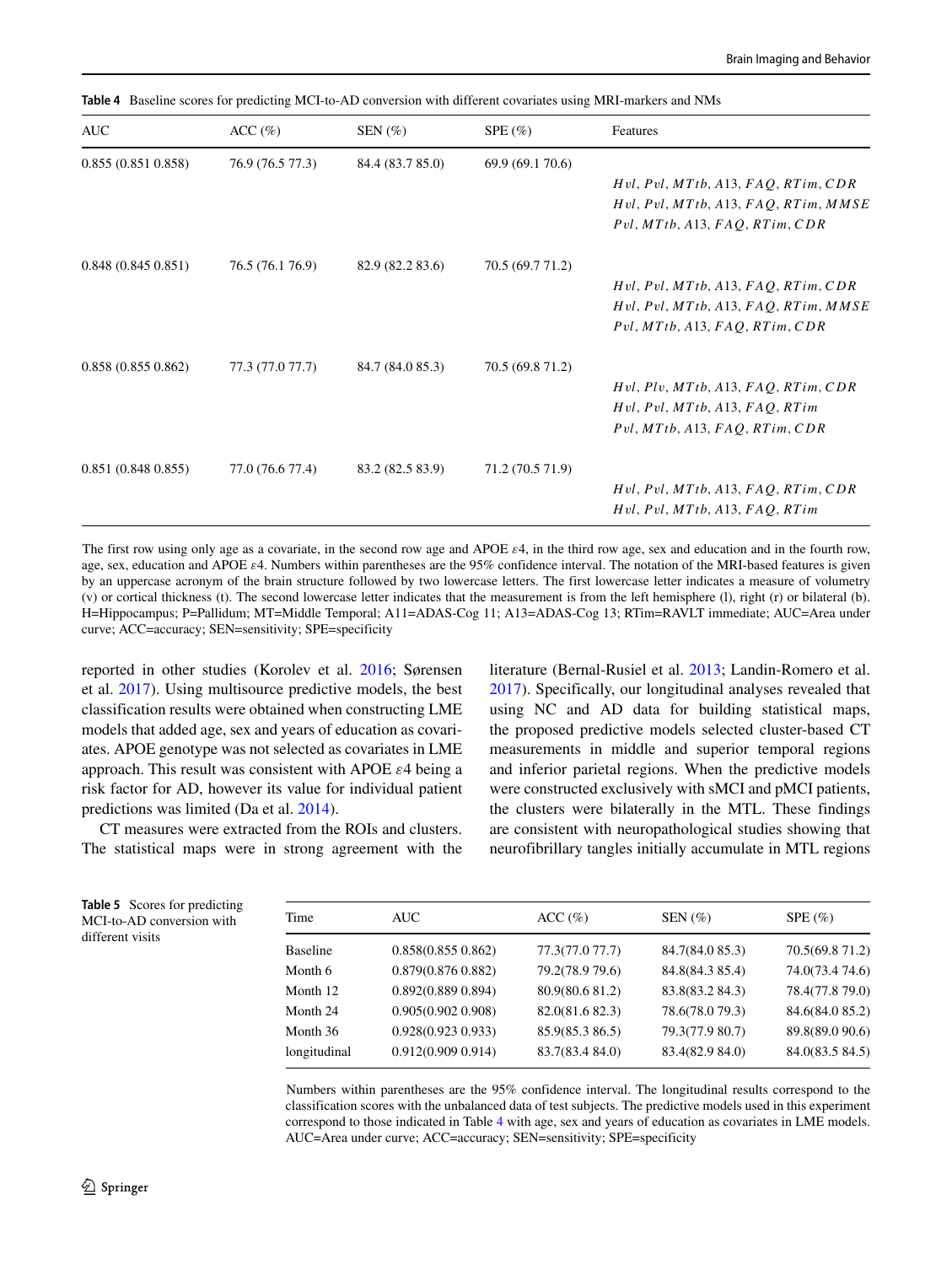**Table 4** Baseline scores for predicting MCI-to-AD conversion with different covariates using MRI-markers and NMs

| AUC | ACC (%) | SEN (%) | SPE (%) | Features |
|---|---|---|---|---|
| 0.855 (0.851 0.858) | 76.9 (76.5 77.3) | 84.4 (83.7 85.0) | 69.9 (69.1 70.6) | $Hvl, Pvl, MTtb, A13, FAQ, RTim, CDR$<br>$Hvl, Pvl, MTtb, A13, FAQ, RTim, MMSE$<br>$Pvl, MTtb, A13, FAQ, RTim, CDR$ |
| 0.848 (0.845 0.851) | 76.5 (76.1 76.9) | 82.9 (82.2 83.6) | 70.5 (69.7 71.2) | $Hvl, Pvl, MTtb, A13, FAQ, RTim, CDR$<br>$Hvl, Pvl, MTtb, A13, FAQ, RTim, MMSE$<br>$Pvl, MTtb, A13, FAQ, RTim, CDR$ |
| 0.858 (0.855 0.862) | 77.3 (77.0 77.7) | 84.7 (84.0 85.3) | 70.5 (69.8 71.2) | $Hvl, Plv, MTtb, A13, FAQ, RTim, CDR$<br>$Hvl, Pvl, MTtb, A13, FAQ, RTim$<br>$Pvl, MTtb, A13, FAQ, RTim, CDR$ |
| 0.851 (0.848 0.855) | 77.0 (76.6 77.4) | 83.2 (82.5 83.9) | 71.2 (70.5 71.9) | $Hvl, Pvl, MTtb, A13, FAQ, RTim, CDR$<br>$Hvl, Pvl, MTtb, A13, FAQ, RTim$ |

The first row using only age as a covariate, in the second row age and APOE $\varepsilon4$, in the third row age, sex and education and in the fourth row, age, sex, education and APOE $\varepsilon4$. Numbers within parentheses are the 95% confidence interval. The notation of the MRI-based features is given by an uppercase acronym of the brain structure followed by two lowercase letters. The first lowercase letter indicates a measure of volumetry (v) or cortical thickness (t). The second lowercase letter indicates that the measurement is from the left hemisphere (l), right (r) or bilateral (b). H=Hippocampus; P=Pallidum; MT=Middle Temporal; A11=ADAS-Cog 11; A13=ADAS-Cog 13; RTim=RAVLT immediate; AUC=Area under curve; ACC=accuracy; SEN=sensitivity; SPE=specificity

reported in other studies (Korolev et al. 2016; Sørensen et al. 2017). Using multisource predictive models, the best classification results were obtained when constructing LME models that added age, sex and years of education as covariates. APOE genotype was not selected as covariates in LME approach. This result was consistent with APOE $\varepsilon4$ being a risk factor for AD, however its value for individual patient predictions was limited (Da et al. 2014).

CT measures were extracted from the ROIs and clusters. The statistical maps were in strong agreement with the literature (Bernal-Rusiel et al. 2013; Landin-Romero et al. 2017). Specifically, our longitudinal analyses revealed that using NC and AD data for building statistical maps, the proposed predictive models selected cluster-based CT measurements in middle and superior temporal regions and inferior parietal regions. When the predictive models were constructed exclusively with sMCI and pMCI patients, the clusters were bilaterally in the MTL. These findings are consistent with neuropathological studies showing that neurofibrillary tangles initially accumulate in MTL regions

**Table 5** Scores for predicting MCI-to-AD conversion with different visits

| Time | AUC | ACC (%) | SEN (%) | SPE (%) |
|---|---|---|---|---|
| Baseline | 0.858(0.855 0.862) | 77.3(77.0 77.7) | 84.7(84.0 85.3) | 70.5(69.8 71.2) |
| Month 6 | 0.879(0.876 0.882) | 79.2(78.9 79.6) | 84.8(84.3 85.4) | 74.0(73.4 74.6) |
| Month 12 | 0.892(0.889 0.894) | 80.9(80.6 81.2) | 83.8(83.2 84.3) | 78.4(77.8 79.0) |
| Month 24 | 0.905(0.902 0.908) | 82.0(81.6 82.3) | 78.6(78.0 79.3) | 84.6(84.0 85.2) |
| Month 36 | 0.928(0.923 0.933) | 85.9(85.3 86.5) | 79.3(77.9 80.7) | 89.8(89.0 90.6) |
| longitudinal | 0.912(0.909 0.914) | 83.7(83.4 84.0) | 83.4(82.9 84.0) | 84.0(83.5 84.5) |

Numbers within parentheses are the 95% confidence interval. The longitudinal results correspond to the classification scores with the unbalanced data of test subjects. The predictive models used in this experiment correspond to those indicated in Table 4 with age, sex and years of education as covariates in LME models. AUC=Area under curve; ACC=accuracy; SEN=sensitivity; SPE=specificity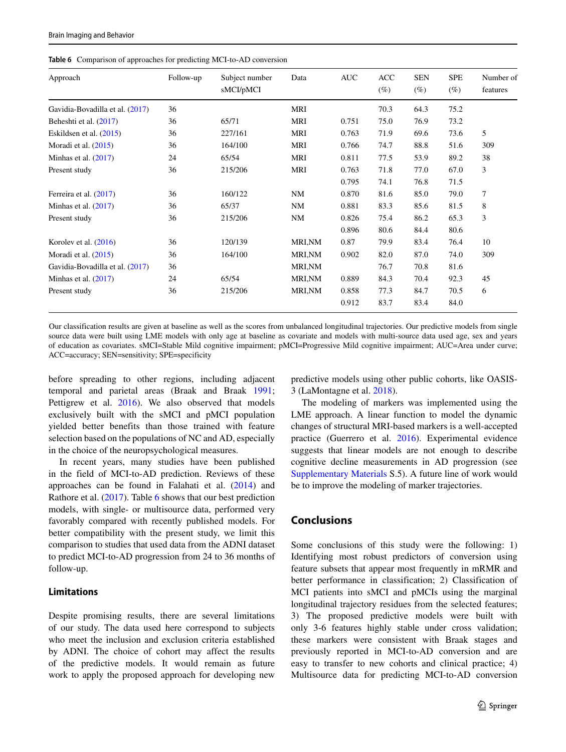**Table 6** Comparison of approaches for predicting MCI-to-AD conversion

| Approach | Follow-up | Subject number sMCI/pMCI | Data | AUC | ACC (%) | SEN (%) | SPE (%) | Number of features |
|---|---|---|---|---|---|---|---|---|
| Gavidia-Bovadilla et al. (2017) | 36 | | MRI | | 70.3 | 64.3 | 75.2 | |
| Beheshti et al. (2017) | 36 | 65/71 | MRI | 0.751 | 75.0 | 76.9 | 73.2 | |
| Eskildsen et al. (2015) | 36 | 227/161 | MRI | 0.763 | 71.9 | 69.6 | 73.6 | 5 |
| Moradi et al. (2015) | 36 | 164/100 | MRI | 0.766 | 74.7 | 88.8 | 51.6 | 309 |
| Minhas et al. (2017) | 24 | 65/54 | MRI | 0.811 | 77.5 | 53.9 | 89.2 | 38 |
| Present study | 36 | 215/206 | MRI | 0.763 | 71.8 | 77.0 | 67.0 | 3 |
| | | | | 0.795 | 74.1 | 76.8 | 71.5 | |
| Ferreira et al. (2017) | 36 | 160/122 | NM | 0.870 | 81.6 | 85.0 | 79.0 | 7 |
| Minhas et al. (2017) | 36 | 65/37 | NM | 0.881 | 83.3 | 85.6 | 81.5 | 8 |
| Present study | 36 | 215/206 | NM | 0.826 | 75.4 | 86.2 | 65.3 | 3 |
| | | | | 0.896 | 80.6 | 84.4 | 80.6 | |
| Korolev et al. (2016) | 36 | 120/139 | MRI,NM | 0.87 | 79.9 | 83.4 | 76.4 | 10 |
| Moradi et al. (2015) | 36 | 164/100 | MRI,NM | 0.902 | 82.0 | 87.0 | 74.0 | 309 |
| Gavidia-Bovadilla et al. (2017) | 36 | | MRI,NM | | 76.7 | 70.8 | 81.6 | |
| Minhas et al. (2017) | 24 | 65/54 | MRI,NM | 0.889 | 84.3 | 70.4 | 92.3 | 45 |
| Present study | 36 | 215/206 | MRI,NM | 0.858 | 77.3 | 84.7 | 70.5 | 6 |
| | | | | 0.912 | 83.7 | 83.4 | 84.0 | |

Our classification results are given at baseline as well as the scores from unbalanced longitudinal trajectories. Our predictive models from single source data were built using LME models with only age at baseline as covariate and models with multi-source data used age, sex and years of education as covariates. sMCI=Stable Mild cognitive impairment; pMCI=Progressive Mild cognitive impairment; AUC=Area under curve; ACC=accuracy; SEN=sensitivity; SPE=specificity

before spreading to other regions, including adjacent temporal and parietal areas (Braak and Braak 1991; Pettigrew et al. 2016). We also observed that models exclusively built with the sMCI and pMCI population yielded better benefits than those trained with feature selection based on the populations of NC and AD, especially in the choice of the neuropsychological measures.

In recent years, many studies have been published in the field of MCI-to-AD prediction. Reviews of these approaches can be found in Falahati et al. (2014) and Rathore et al. (2017). Table 6 shows that our best prediction models, with single- or multisource data, performed very favorably compared with recently published models. For better compatibility with the present study, we limit this comparison to studies that used data from the ADNI dataset to predict MCI-to-AD progression from 24 to 36 months of follow-up.

### Limitations

Despite promising results, there are several limitations of our study. The data used here correspond to subjects who meet the inclusion and exclusion criteria established by ADNI. The choice of cohort may affect the results of the predictive models. It would remain as future work to apply the proposed approach for developing new predictive models using other public cohorts, like OASIS-3 (LaMontagne et al. 2018).

The modeling of markers was implemented using the LME approach. A linear function to model the dynamic changes of structural MRI-based markers is a well-accepted practice (Guerrero et al. 2016). Experimental evidence suggests that linear models are not enough to describe cognitive decline measurements in AD progression (see Supplementary Materials S.5). A future line of work would be to improve the modeling of marker trajectories.

## Conclusions

Some conclusions of this study were the following: 1) Identifying most robust predictors of conversion using feature subsets that appear most frequently in mRMR and better performance in classification; 2) Classification of MCI patients into sMCI and pMCIs using the marginal longitudinal trajectory residues from the selected features; 3) The proposed predictive models were built with only 3-6 features highly stable under cross validation; these markers were consistent with Braak stages and previously reported in MCI-to-AD conversion and are easy to transfer to new cohorts and clinical practice; 4) Multisource data for predicting MCI-to-AD conversion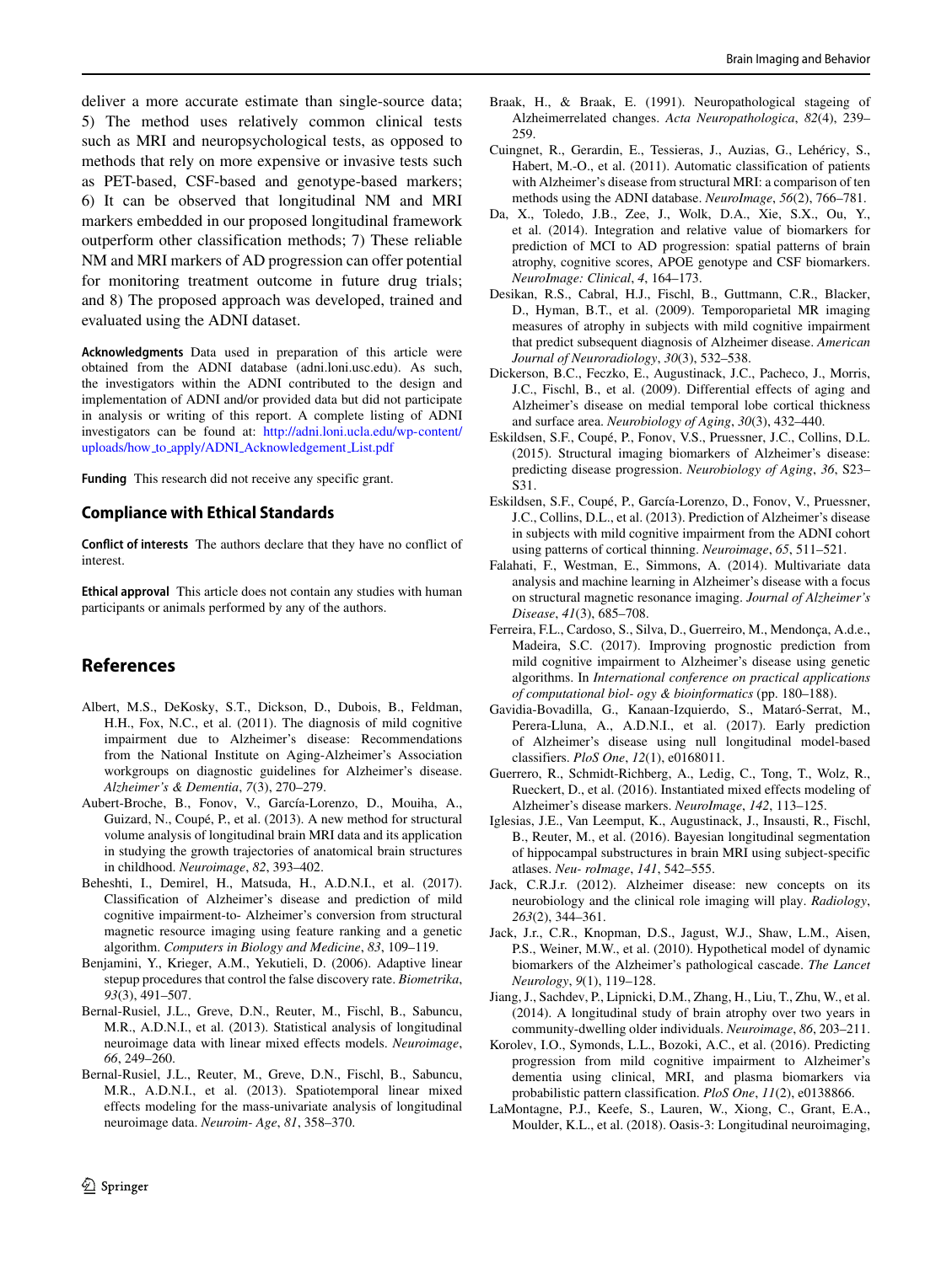deliver a more accurate estimate than single-source data; 5) The method uses relatively common clinical tests such as MRI and neuropsychological tests, as opposed to methods that rely on more expensive or invasive tests such as PET-based, CSF-based and genotype-based markers; 6) It can be observed that longitudinal NM and MRI markers embedded in our proposed longitudinal framework outperform other classification methods; 7) These reliable NM and MRI markers of AD progression can offer potential for monitoring treatment outcome in future drug trials; and 8) The proposed approach was developed, trained and evaluated using the ADNI dataset.

**Acknowledgments** Data used in preparation of this article were obtained from the ADNI database (adni.loni.usc.edu). As such, the investigators within the ADNI contributed to the design and implementation of ADNI and/or provided data but did not participate in analysis or writing of this report. A complete listing of ADNI investigators can be found at: http://adni.loni.ucla.edu/wp-content/uploads/how_to_apply/ADNI_Acknowledgement_List.pdf

**Funding** This research did not receive any specific grant.

## Compliance with Ethical Standards

**Conflict of interests** The authors declare that they have no conflict of interest.

**Ethical approval** This article does not contain any studies with human participants or animals performed by any of the authors.

## References

Albert, M.S., DeKosky, S.T., Dickson, D., Dubois, B., Feldman, H.H., Fox, N.C., et al. (2011). The diagnosis of mild cognitive impairment due to Alzheimer's disease: Recommendations from the National Institute on Aging-Alzheimer's Association workgroups on diagnostic guidelines for Alzheimer's disease. *Alzheimer's & Dementia*, *7*(3), 270–279.

Aubert-Broche, B., Fonov, V., García-Lorenzo, D., Mouiha, A., Guizard, N., Coupé, P., et al. (2013). A new method for structural volume analysis of longitudinal brain MRI data and its application in studying the growth trajectories of anatomical brain structures in childhood. *Neuroimage*, *82*, 393–402.

Beheshti, I., Demirel, H., Matsuda, H., A.D.N.I., et al. (2017). Classification of Alzheimer's disease and prediction of mild cognitive impairment-to- Alzheimer's conversion from structural magnetic resource imaging using feature ranking and a genetic algorithm. *Computers in Biology and Medicine*, *83*, 109–119.

Benjamini, Y., Krieger, A.M., Yekutieli, D. (2006). Adaptive linear stepup procedures that control the false discovery rate. *Biometrika*, *93*(3), 491–507.

Bernal-Rusiel, J.L., Greve, D.N., Reuter, M., Fischl, B., Sabuncu, M.R., A.D.N.I., et al. (2013). Statistical analysis of longitudinal neuroimage data with linear mixed effects models. *Neuroimage*, *66*, 249–260.

Bernal-Rusiel, J.L., Reuter, M., Greve, D.N., Fischl, B., Sabuncu, M.R., A.D.N.I., et al. (2013). Spatiotemporal linear mixed effects modeling for the mass-univariate analysis of longitudinal neuroimage data. *Neuroim- Age*, *81*, 358–370.

Braak, H., & Braak, E. (1991). Neuropathological stageing of Alzheimerrelated changes. *Acta Neuropathologica*, *82*(4), 239–259.

Cuingnet, R., Gerardin, E., Tessieras, J., Auzias, G., Lehéricy, S., Habert, M.-O., et al. (2011). Automatic classification of patients with Alzheimer's disease from structural MRI: a comparison of ten methods using the ADNI database. *NeuroImage*, *56*(2), 766–781.

Da, X., Toledo, J.B., Zee, J., Wolk, D.A., Xie, S.X., Ou, Y., et al. (2014). Integration and relative value of biomarkers for prediction of MCI to AD progression: spatial patterns of brain atrophy, cognitive scores, APOE genotype and CSF biomarkers. *NeuroImage: Clinical*, *4*, 164–173.

Desikan, R.S., Cabral, H.J., Fischl, B., Guttmann, C.R., Blacker, D., Hyman, B.T., et al. (2009). Temporoparietal MR imaging measures of atrophy in subjects with mild cognitive impairment that predict subsequent diagnosis of Alzheimer disease. *American Journal of Neuroradiology*, *30*(3), 532–538.

Dickerson, B.C., Feczko, E., Augustinack, J.C., Pacheco, J., Morris, J.C., Fischl, B., et al. (2009). Differential effects of aging and Alzheimer's disease on medial temporal lobe cortical thickness and surface area. *Neurobiology of Aging*, *30*(3), 432–440.

Eskildsen, S.F., Coupé, P., Fonov, V.S., Pruessner, J.C., Collins, D.L. (2015). Structural imaging biomarkers of Alzheimer's disease: predicting disease progression. *Neurobiology of Aging*, *36*, S23–S31.

Eskildsen, S.F., Coupé, P., García-Lorenzo, D., Fonov, V., Pruessner, J.C., Collins, D.L., et al. (2013). Prediction of Alzheimer's disease in subjects with mild cognitive impairment from the ADNI cohort using patterns of cortical thinning. *Neuroimage*, *65*, 511–521.

Falahati, F., Westman, E., Simmons, A. (2014). Multivariate data analysis and machine learning in Alzheimer's disease with a focus on structural magnetic resonance imaging. *Journal of Alzheimer's Disease*, *41*(3), 685–708.

Ferreira, F.L., Cardoso, S., Silva, D., Guerreiro, M., Mendonça, A.d.e., Madeira, S.C. (2017). Improving prognostic prediction from mild cognitive impairment to Alzheimer's disease using genetic algorithms. In *International conference on practical applications of computational biol- ogy & bioinformatics* (pp. 180–188).

Gavidia-Bovadilla, G., Kanaan-Izquierdo, S., Mataró-Serrat, M., Perera-Lluna, A., A.D.N.I., et al. (2017). Early prediction of Alzheimer's disease using null longitudinal model-based classifiers. *PloS One*, *12*(1), e0168011.

Guerrero, R., Schmidt-Richberg, A., Ledig, C., Tong, T., Wolz, R., Rueckert, D., et al. (2016). Instantiated mixed effects modeling of Alzheimer's disease markers. *NeuroImage*, *142*, 113–125.

Iglesias, J.E., Van Leemput, K., Augustinack, J., Insausti, R., Fischl, B., Reuter, M., et al. (2016). Bayesian longitudinal segmentation of hippocampal substructures in brain MRI using subject-specific atlases. *Neu- roImage*, *141*, 542–555.

Jack, C.R.J.r. (2012). Alzheimer disease: new concepts on its neurobiology and the clinical role imaging will play. *Radiology*, *263*(2), 344–361.

Jack, J.r., C.R., Knopman, D.S., Jagust, W.J., Shaw, L.M., Aisen, P.S., Weiner, M.W., et al. (2010). Hypothetical model of dynamic biomarkers of the Alzheimer's pathological cascade. *The Lancet Neurology*, *9*(1), 119–128.

Jiang, J., Sachdev, P., Lipnicki, D.M., Zhang, H., Liu, T., Zhu, W., et al. (2014). A longitudinal study of brain atrophy over two years in community-dwelling older individuals. *Neuroimage*, *86*, 203–211.

Korolev, I.O., Symonds, L.L., Bozoki, A.C., et al. (2016). Predicting progression from mild cognitive impairment to Alzheimer's dementia using clinical, MRI, and plasma biomarkers via probabilistic pattern classification. *PloS One*, *11*(2), e0138866.

LaMontagne, P.J., Keefe, S., Lauren, W., Xiong, C., Grant, E.A., Moulder, K.L., et al. (2018). Oasis-3: Longitudinal neuroimaging,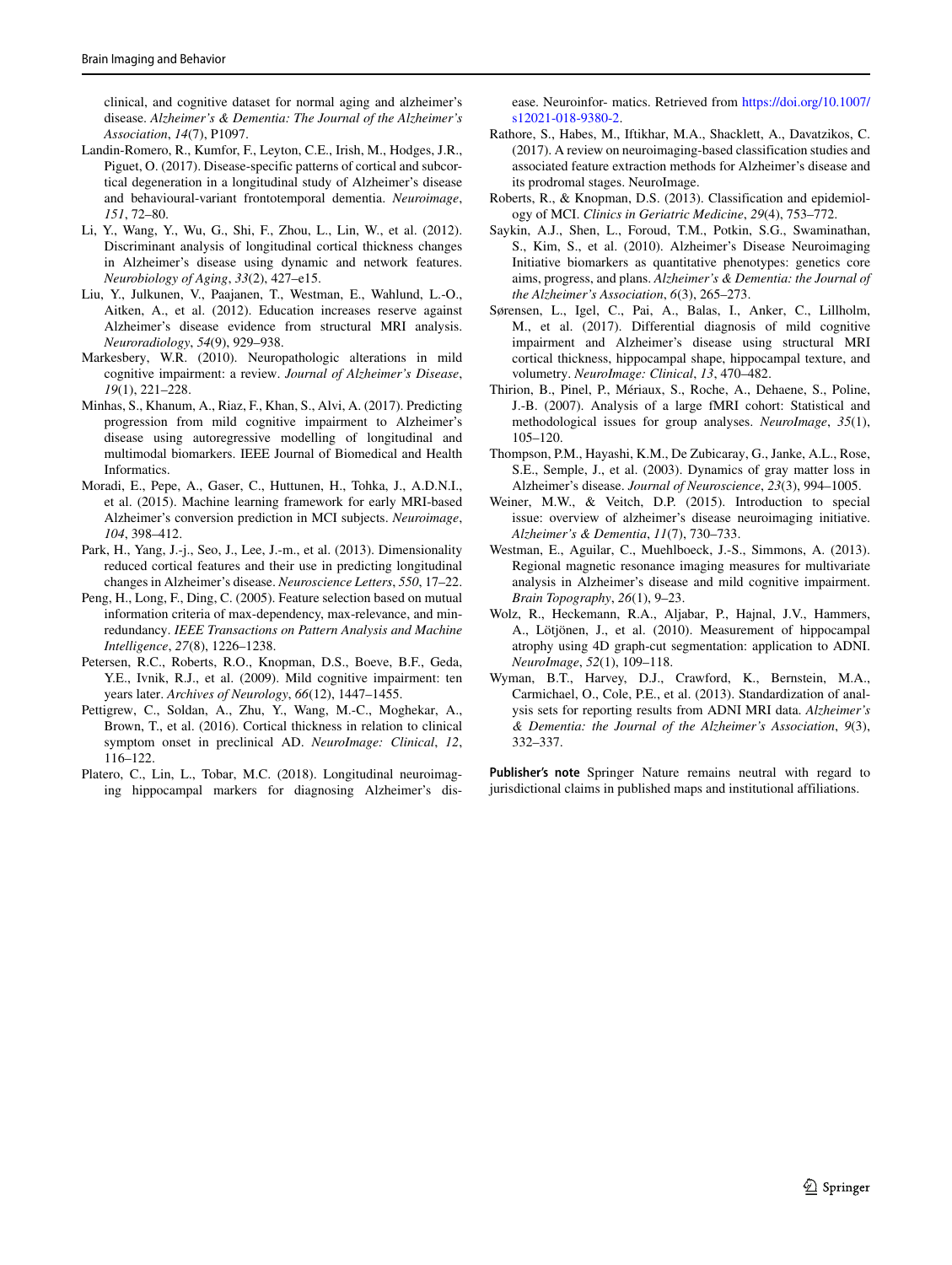clinical, and cognitive dataset for normal aging and alzheimer's disease. *Alzheimer's & Dementia: The Journal of the Alzheimer's Association*, *14*(7), P1097.

Landin-Romero, R., Kumfor, F., Leyton, C.E., Irish, M., Hodges, J.R., Piguet, O. (2017). Disease-specific patterns of cortical and subcortical degeneration in a longitudinal study of Alzheimer's disease and behavioural-variant frontotemporal dementia. *Neuroimage*, *151*, 72–80.

Li, Y., Wang, Y., Wu, G., Shi, F., Zhou, L., Lin, W., et al. (2012). Discriminant analysis of longitudinal cortical thickness changes in Alzheimer's disease using dynamic and network features. *Neurobiology of Aging*, *33*(2), 427–e15.

Liu, Y., Julkunen, V., Paajanen, T., Westman, E., Wahlund, L.-O., Aitken, A., et al. (2012). Education increases reserve against Alzheimer's disease evidence from structural MRI analysis. *Neuroradiology*, *54*(9), 929–938.

Markesbery, W.R. (2010). Neuropathologic alterations in mild cognitive impairment: a review. *Journal of Alzheimer's Disease*, *19*(1), 221–228.

Minhas, S., Khanum, A., Riaz, F., Khan, S., Alvi, A. (2017). Predicting progression from mild cognitive impairment to Alzheimer's disease using autoregressive modelling of longitudinal and multimodal biomarkers. IEEE Journal of Biomedical and Health Informatics.

Moradi, E., Pepe, A., Gaser, C., Huttunen, H., Tohka, J., A.D.N.I., et al. (2015). Machine learning framework for early MRI-based Alzheimer's conversion prediction in MCI subjects. *Neuroimage*, *104*, 398–412.

Park, H., Yang, J.-j., Seo, J., Lee, J.-m., et al. (2013). Dimensionality reduced cortical features and their use in predicting longitudinal changes in Alzheimer's disease. *Neuroscience Letters*, *550*, 17–22.

Peng, H., Long, F., Ding, C. (2005). Feature selection based on mutual information criteria of max-dependency, max-relevance, and min-redundancy. *IEEE Transactions on Pattern Analysis and Machine Intelligence*, *27*(8), 1226–1238.

Petersen, R.C., Roberts, R.O., Knopman, D.S., Boeve, B.F., Geda, Y.E., Ivnik, R.J., et al. (2009). Mild cognitive impairment: ten years later. *Archives of Neurology*, *66*(12), 1447–1455.

Pettigrew, C., Soldan, A., Zhu, Y., Wang, M.-C., Moghekar, A., Brown, T., et al. (2016). Cortical thickness in relation to clinical symptom onset in preclinical AD. *NeuroImage: Clinical*, *12*, 116–122.

Platero, C., Lin, L., Tobar, M.C. (2018). Longitudinal neuroimaging hippocampal markers for diagnosing Alzheimer's disease. Neuroinfor- matics. Retrieved from https://doi.org/10.1007/s12021-018-9380-2.

Rathore, S., Habes, M., Iftikhar, M.A., Shacklett, A., Davatzikos, C. (2017). A review on neuroimaging-based classification studies and associated feature extraction methods for Alzheimer's disease and its prodromal stages. NeuroImage.

Roberts, R., & Knopman, D.S. (2013). Classification and epidemiology of MCI. *Clinics in Geriatric Medicine*, *29*(4), 753–772.

Saykin, A.J., Shen, L., Foroud, T.M., Potkin, S.G., Swaminathan, S., Kim, S., et al. (2010). Alzheimer's Disease Neuroimaging Initiative biomarkers as quantitative phenotypes: genetics core aims, progress, and plans. *Alzheimer's & Dementia: the Journal of the Alzheimer's Association*, *6*(3), 265–273.

Sørensen, L., Igel, C., Pai, A., Balas, I., Anker, C., Lillholm, M., et al. (2017). Differential diagnosis of mild cognitive impairment and Alzheimer's disease using structural MRI cortical thickness, hippocampal shape, hippocampal texture, and volumetry. *NeuroImage: Clinical*, *13*, 470–482.

Thirion, B., Pinel, P., Mériaux, S., Roche, A., Dehaene, S., Poline, J.-B. (2007). Analysis of a large fMRI cohort: Statistical and methodological issues for group analyses. *NeuroImage*, *35*(1), 105–120.

Thompson, P.M., Hayashi, K.M., De Zubicaray, G., Janke, A.L., Rose, S.E., Semple, J., et al. (2003). Dynamics of gray matter loss in Alzheimer's disease. *Journal of Neuroscience*, *23*(3), 994–1005.

Weiner, M.W., & Veitch, D.P. (2015). Introduction to special issue: overview of alzheimer's disease neuroimaging initiative. *Alzheimer's & Dementia*, *11*(7), 730–733.

Westman, E., Aguilar, C., Muehlboeck, J.-S., Simmons, A. (2013). Regional magnetic resonance imaging measures for multivariate analysis in Alzheimer's disease and mild cognitive impairment. *Brain Topography*, *26*(1), 9–23.

Wolz, R., Heckemann, R.A., Aljabar, P., Hajnal, J.V., Hammers, A., Lötjönen, J., et al. (2010). Measurement of hippocampal atrophy using 4D graph-cut segmentation: application to ADNI. *NeuroImage*, *52*(1), 109–118.

Wyman, B.T., Harvey, D.J., Crawford, K., Bernstein, M.A., Carmichael, O., Cole, P.E., et al. (2013). Standardization of analysis sets for reporting results from ADNI MRI data. *Alzheimer's & Dementia: the Journal of the Alzheimer's Association*, *9*(3), 332–337.

**Publisher's note** Springer Nature remains neutral with regard to jurisdictional claims in published maps and institutional affiliations.